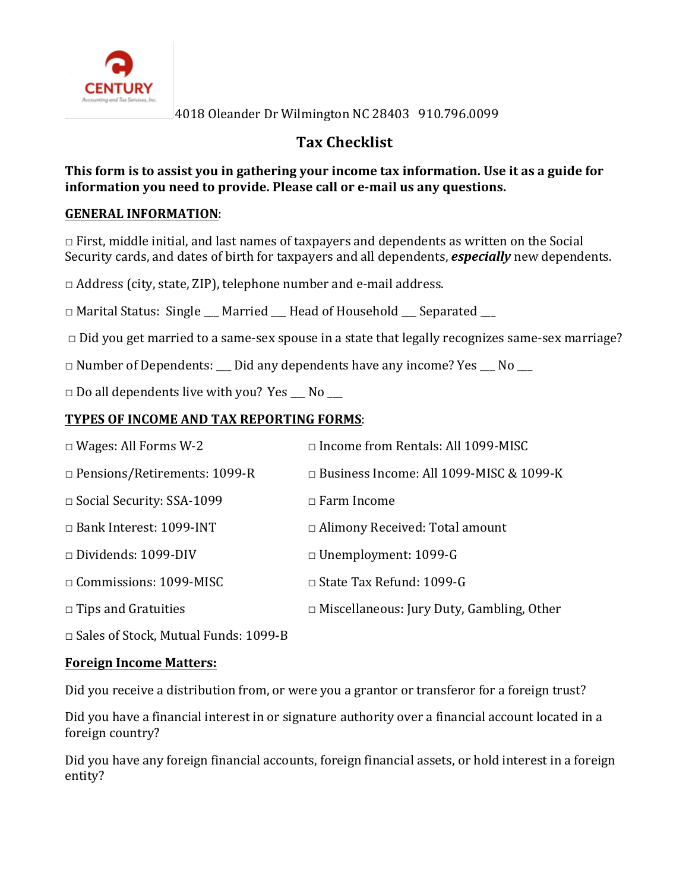CENTURY
Accounting and Tax Services, Inc.

4018 Oleander Dr Wilmington NC 28403   910.796.0099

# Tax Checklist

**This form is to assist you in gathering your income tax information. Use it as a guide for information you need to provide. Please call or e-mail us any questions.**

## GENERAL INFORMATION:

□ First, middle initial, and last names of taxpayers and dependents as written on the Social Security cards, and dates of birth for taxpayers and all dependents, ***especially*** new dependents.

□ Address (city, state, ZIP), telephone number and e-mail address.

□ Marital Status:  Single ___ Married ___ Head of Household ___ Separated ___

□ Did you get married to a same-sex spouse in a state that legally recognizes same-sex marriage?

□ Number of Dependents: ___ Did any dependents have any income? Yes ___ No ___

□ Do all dependents live with you?  Yes ___ No ___

## TYPES OF INCOME AND TAX REPORTING FORMS:

□ Wages: All Forms W-2

□ Pensions/Retirements: 1099-R

□ Social Security: SSA-1099

□ Bank Interest: 1099-INT

□ Dividends: 1099-DIV

□ Commissions: 1099-MISC

□ Tips and Gratuities

□ Sales of Stock, Mutual Funds: 1099-B

□ Income from Rentals: All 1099-MISC

□ Business Income: All 1099-MISC & 1099-K

□ Farm Income

□ Alimony Received: Total amount

□ Unemployment: 1099-G

□ State Tax Refund: 1099-G

□ Miscellaneous: Jury Duty, Gambling, Other

## Foreign Income Matters:

Did you receive a distribution from, or were you a grantor or transferor for a foreign trust?

Did you have a financial interest in or signature authority over a financial account located in a foreign country?

Did you have any foreign financial accounts, foreign financial assets, or hold interest in a foreign entity?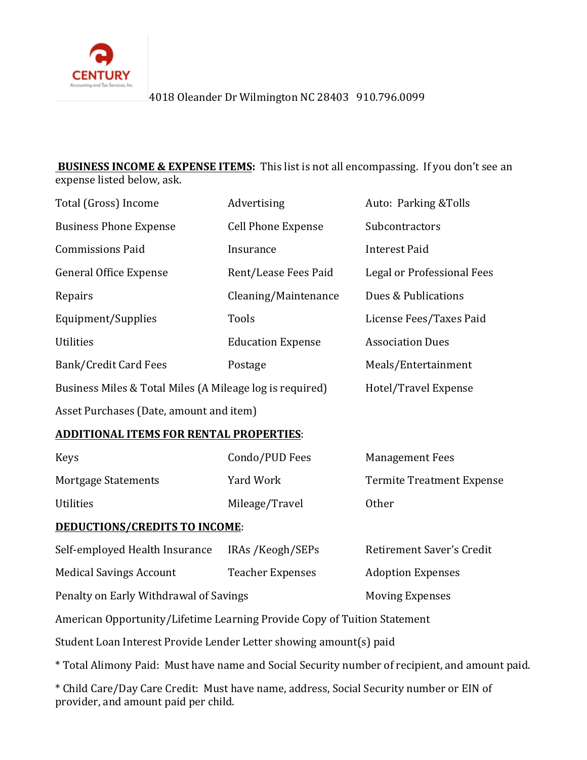CENTURY
Accounting and Tax Services, Inc.

4018 Oleander Dr Wilmington NC 28403   910.796.0099

**BUSINESS INCOME & EXPENSE ITEMS:** This list is not all encompassing. If you don't see an expense listed below, ask.

Total (Gross) Income
Business Phone Expense
Commissions Paid
General Office Expense
Repairs
Equipment/Supplies
Utilities
Bank/Credit Card Fees
Advertising
Cell Phone Expense
Insurance
Rent/Lease Fees Paid
Cleaning/Maintenance
Tools
Education Expense
Postage
Auto: Parking &Tolls
Subcontractors
Interest Paid
Legal or Professional Fees
Dues & Publications
License Fees/Taxes Paid
Association Dues
Meals/Entertainment
Business Miles & Total Miles (A Mileage log is required)
Hotel/Travel Expense
Asset Purchases (Date, amount and item)

**ADDITIONAL ITEMS FOR RENTAL PROPERTIES:**

Keys
Mortgage Statements
Utilities
Condo/PUD Fees
Yard Work
Mileage/Travel
Management Fees
Termite Treatment Expense
Other

**DEDUCTIONS/CREDITS TO INCOME:**

Self-employed Health Insurance
Medical Savings Account
IRAs /Keogh/SEPs
Teacher Expenses
Retirement Saver's Credit
Adoption Expenses
Penalty on Early Withdrawal of Savings
Moving Expenses

American Opportunity/Lifetime Learning Provide Copy of Tuition Statement

Student Loan Interest Provide Lender Letter showing amount(s) paid

* Total Alimony Paid: Must have name and Social Security number of recipient, and amount paid.

* Child Care/Day Care Credit: Must have name, address, Social Security number or EIN of provider, and amount paid per child.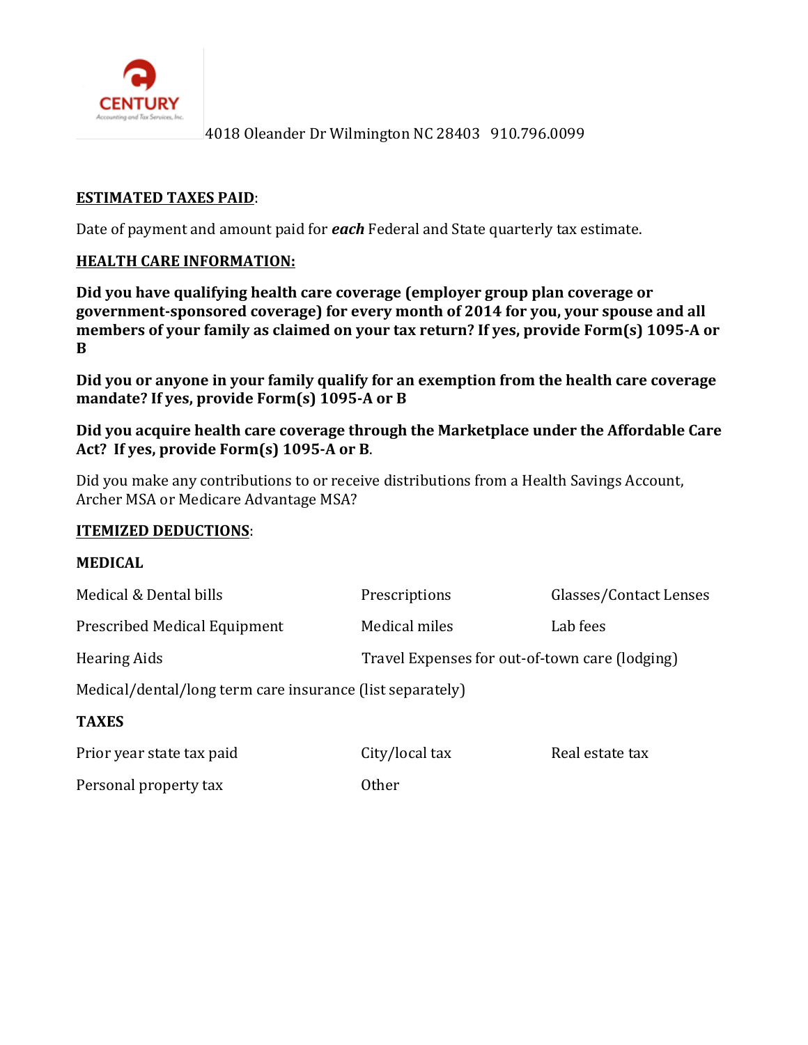CENTURY Accounting and Tax Services, Inc.

4018 Oleander Dr Wilmington NC 28403   910.796.0099

**ESTIMATED TAXES PAID**:

Date of payment and amount paid for ***each*** Federal and State quarterly tax estimate.

**HEALTH CARE INFORMATION:**

**Did you have qualifying health care coverage (employer group plan coverage or government-sponsored coverage) for every month of 2014 for you, your spouse and all members of your family as claimed on your tax return? If yes, provide Form(s) 1095-A or B**

**Did you or anyone in your family qualify for an exemption from the health care coverage mandate? If yes, provide Form(s) 1095-A or B**

**Did you acquire health care coverage through the Marketplace under the Affordable Care Act? If yes, provide Form(s) 1095-A or B**.

Did you make any contributions to or receive distributions from a Health Savings Account, Archer MSA or Medicare Advantage MSA?

**ITEMIZED DEDUCTIONS**:

**MEDICAL**

| | | |
|---|---|---|
| Medical & Dental bills | Prescriptions | Glasses/Contact Lenses |
| Prescribed Medical Equipment | Medical miles | Lab fees |
| Hearing Aids | Travel Expenses for out-of-town care (lodging) | |

Medical/dental/long term care insurance (list separately)

**TAXES**

| | | |
|---|---|---|
| Prior year state tax paid | City/local tax | Real estate tax |
| Personal property tax | Other | |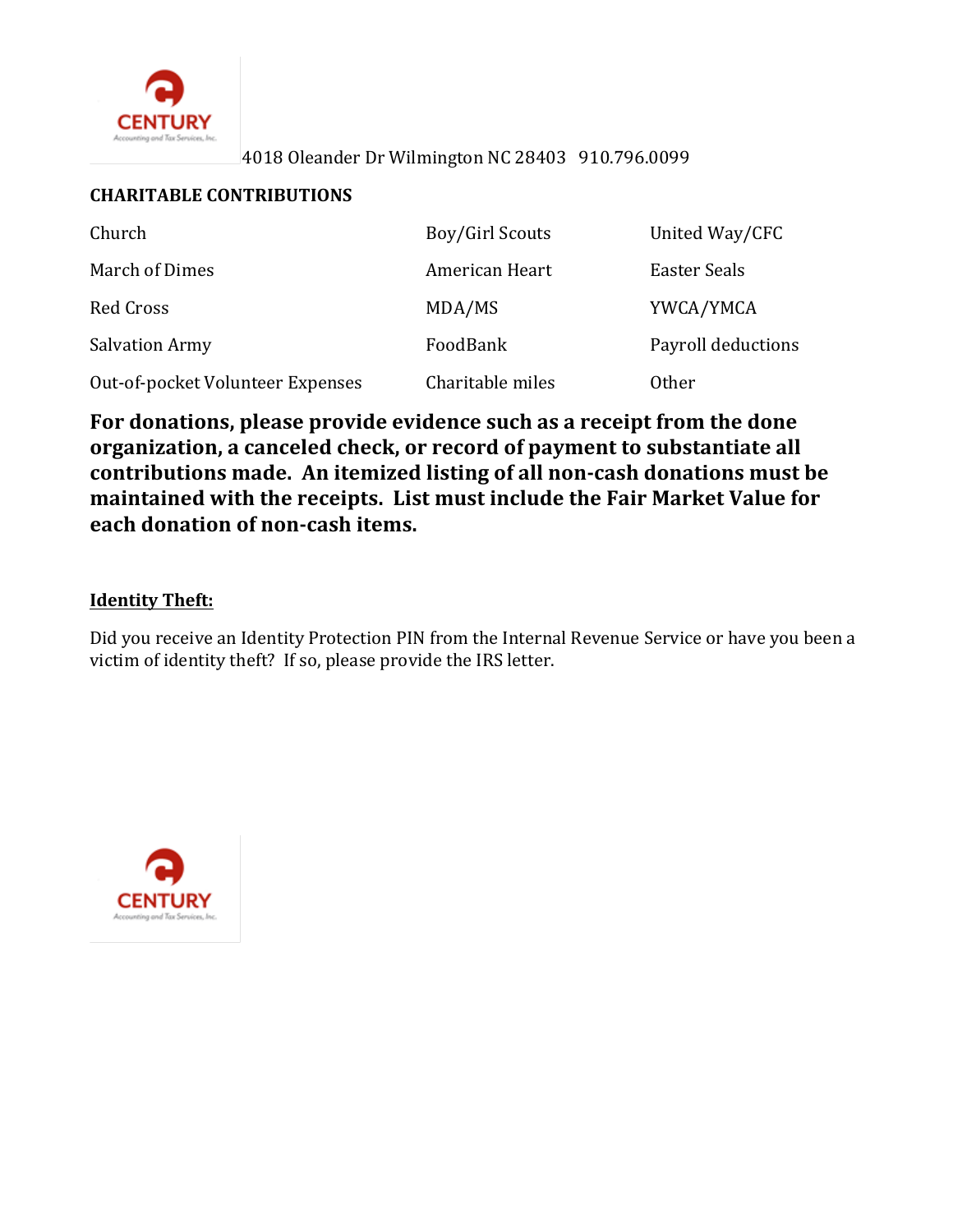4018 Oleander Dr Wilmington NC 28403 910.796.0099

**CHARITABLE CONTRIBUTIONS**

| | | |
|---|---|---|
| Church | Boy/Girl Scouts | United Way/CFC |
| March of Dimes | American Heart | Easter Seals |
| Red Cross | MDA/MS | YWCA/YMCA |
| Salvation Army | FoodBank | Payroll deductions |
| Out-of-pocket Volunteer Expenses | Charitable miles | Other |

**For donations, please provide evidence such as a receipt from the done organization, a canceled check, or record of payment to substantiate all contributions made. An itemized listing of all non-cash donations must be maintained with the receipts. List must include the Fair Market Value for each donation of non-cash items.**

**<u>Identity Theft:</u>**

Did you receive an Identity Protection PIN from the Internal Revenue Service or have you been a victim of identity theft? If so, please provide the IRS letter.